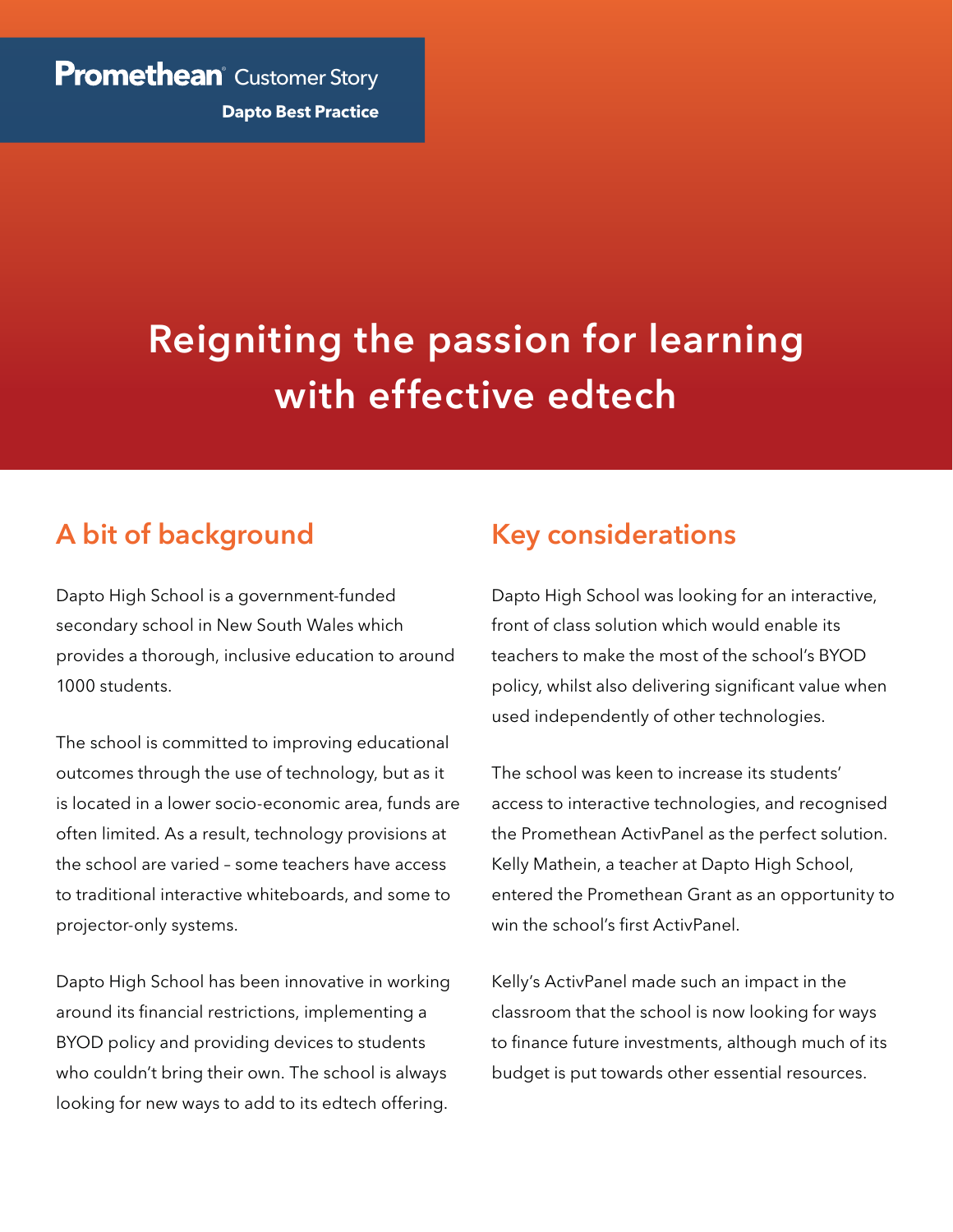**Promethean** Customer Story

**Dapto Best Practice**

# Reigniting the passion for learning with effective edtech

## A bit of background

Dapto High School is a government-funded secondary school in New South Wales which provides a thorough, inclusive education to around 1000 students.

The school is committed to improving educational outcomes through the use of technology, but as it is located in a lower socio-economic area, funds are often limited. As a result, technology provisions at the school are varied – some teachers have access to traditional interactive whiteboards, and some to projector-only systems.

Dapto High School has been innovative in working around its financial restrictions, implementing a BYOD policy and providing devices to students who couldn't bring their own. The school is always looking for new ways to add to its edtech offering.

## Key considerations

Dapto High School was looking for an interactive, front of class solution which would enable its teachers to make the most of the school's BYOD policy, whilst also delivering significant value when used independently of other technologies.

The school was keen to increase its students' access to interactive technologies, and recognised the Promethean ActivPanel as the perfect solution. Kelly Mathein, a teacher at Dapto High School, entered the Promethean Grant as an opportunity to win the school's first ActivPanel.

Kelly's ActivPanel made such an impact in the classroom that the school is now looking for ways to finance future investments, although much of its budget is put towards other essential resources.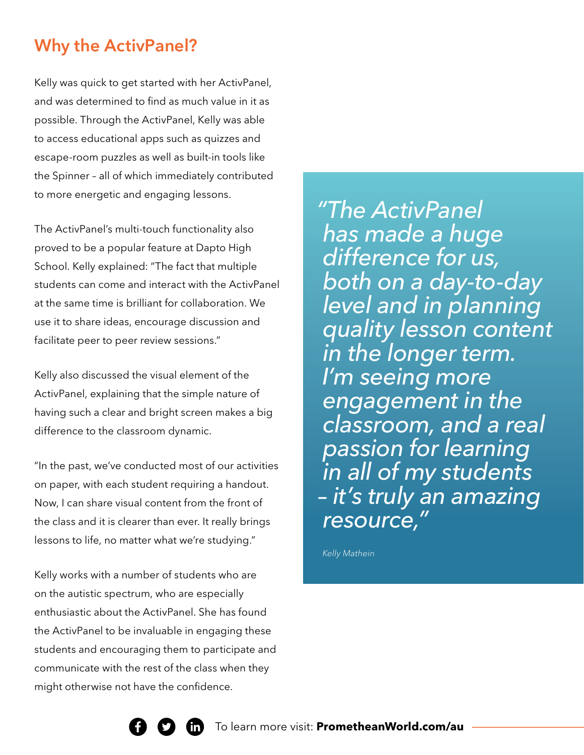## Why the ActivPanel?

Kelly was quick to get started with her ActivPanel, and was determined to find as much value in it as possible. Through the ActivPanel, Kelly was able to access educational apps such as quizzes and escape-room puzzles as well as built-in tools like the Spinner – all of which immediately contributed to more energetic and engaging lessons.

The ActivPanel's multi-touch functionality also proved to be a popular feature at Dapto High School. Kelly explained: "The fact that multiple students can come and interact with the ActivPanel at the same time is brilliant for collaboration. We use it to share ideas, encourage discussion and facilitate peer to peer review sessions."

Kelly also discussed the visual element of the ActivPanel, explaining that the simple nature of having such a clear and bright screen makes a big difference to the classroom dynamic.

"In the past, we've conducted most of our activities on paper, with each student requiring a handout. Now, I can share visual content from the front of the class and it is clearer than ever. It really brings lessons to life, no matter what we're studying."

Kelly works with a number of students who are on the autistic spectrum, who are especially enthusiastic about the ActivPanel. She has found the ActivPanel to be invaluable in engaging these students and encouraging them to participate and communicate with the rest of the class when they might otherwise not have the confidence.

> *"The ActivPanel has made a huge difference for us, both on a day-to-day level and in planning quality lesson content in the longer term. I'm seeing more engagement in the classroom, and a real passion for learning in all of my students – it's truly an amazing resource,"*
>
> *Kelly Mathein*

To learn more visit: **PrometheanWorld.com/au**